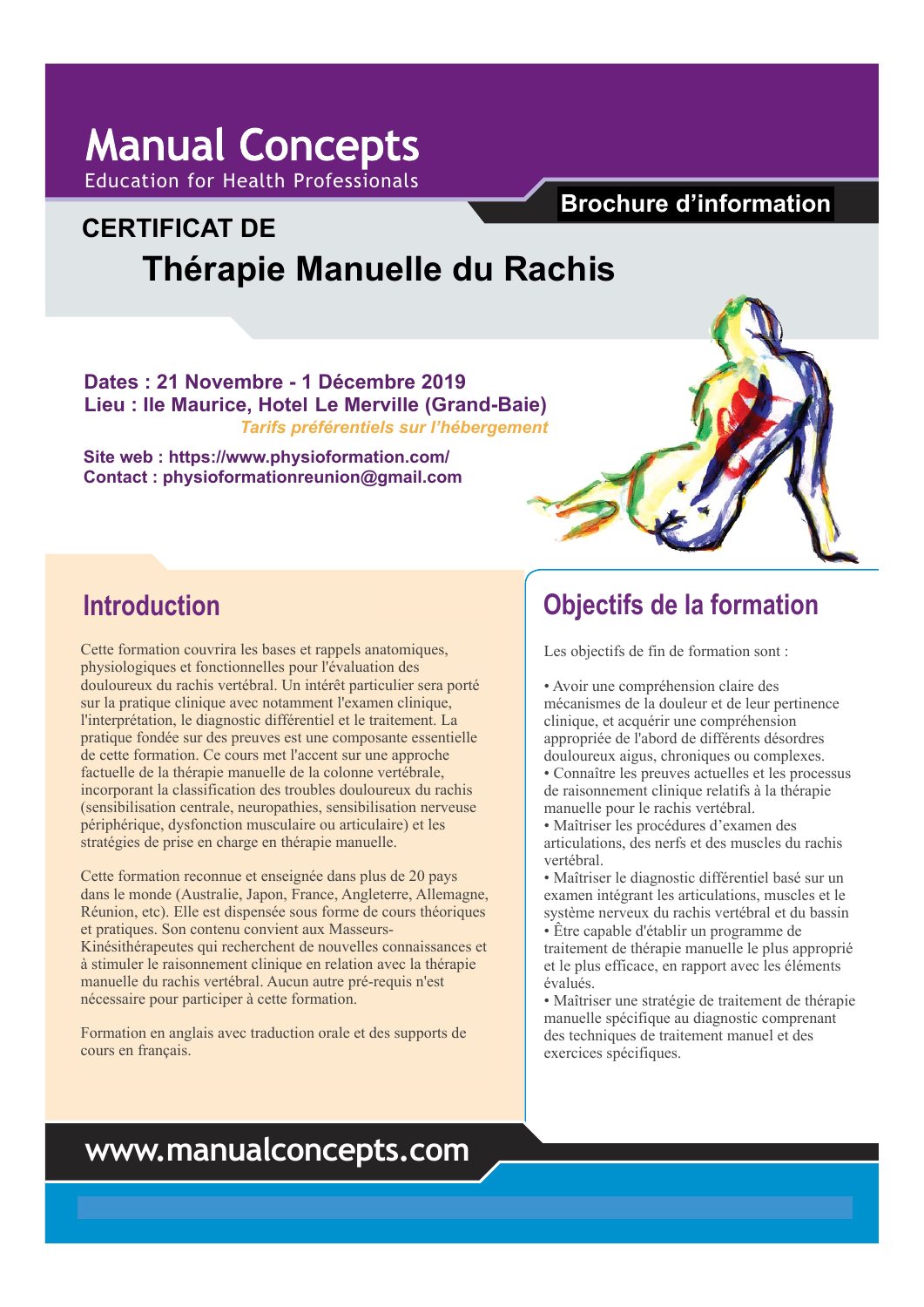# Manual Concepts

Education for Health Professionals

**Brochure d'information**

## CERTIFICAT DE
# Thérapie Manuelle du Rachis

**Dates : 21 Novembre - 1 Décembre 2019**
**Lieu : Ile Maurice, Hotel Le Merville (Grand-Baie)**
***Tarifs préférentiels sur l'hébergement***

**Site web : https://www.physioformation.com/**
**Contact : physioformationreunion@gmail.com**

## Introduction

Cette formation couvrira les bases et rappels anatomiques, physiologiques et fonctionnelles pour l'évaluation des douloureux du rachis vertébral. Un intérêt particulier sera porté sur la pratique clinique avec notamment l'examen clinique, l'interprétation, le diagnostic différentiel et le traitement. La pratique fondée sur des preuves est une composante essentielle de cette formation. Ce cours met l'accent sur une approche factuelle de la thérapie manuelle de la colonne vertébrale, incorporant la classification des troubles douloureux du rachis (sensibilisation centrale, neuropathies, sensibilisation nerveuse périphérique, dysfonction musculaire ou articulaire) et les stratégies de prise en charge en thérapie manuelle.

Cette formation reconnue et enseignée dans plus de 20 pays dans le monde (Australie, Japon, France, Angleterre, Allemagne, Réunion, etc). Elle est dispensée sous forme de cours théoriques et pratiques. Son contenu convient aux Masseurs-Kinésithérapeutes qui recherchent de nouvelles connaissances et à stimuler le raisonnement clinique en relation avec la thérapie manuelle du rachis vertébral. Aucun autre pré-requis n'est nécessaire pour participer à cette formation.

Formation en anglais avec traduction orale et des supports de cours en français.

## Objectifs de la formation

Les objectifs de fin de formation sont :

- Avoir une compréhension claire des mécanismes de la douleur et de leur pertinence clinique, et acquérir une compréhension appropriée de l'abord de différents désordres douloureux aigus, chroniques ou complexes.
- Connaître les preuves actuelles et les processus de raisonnement clinique relatifs à la thérapie manuelle pour le rachis vertébral.
- Maîtriser les procédures d'examen des articulations, des nerfs et des muscles du rachis vertébral.
- Maîtriser le diagnostic différentiel basé sur un examen intégrant les articulations, muscles et le système nerveux du rachis vertébral et du bassin
- Être capable d'établir un programme de traitement de thérapie manuelle le plus approprié et le plus efficace, en rapport avec les éléments évalués.
- Maîtriser une stratégie de traitement de thérapie manuelle spécifique au diagnostic comprenant des techniques de traitement manuel et des exercices spécifiques.

**www.manualconcepts.com**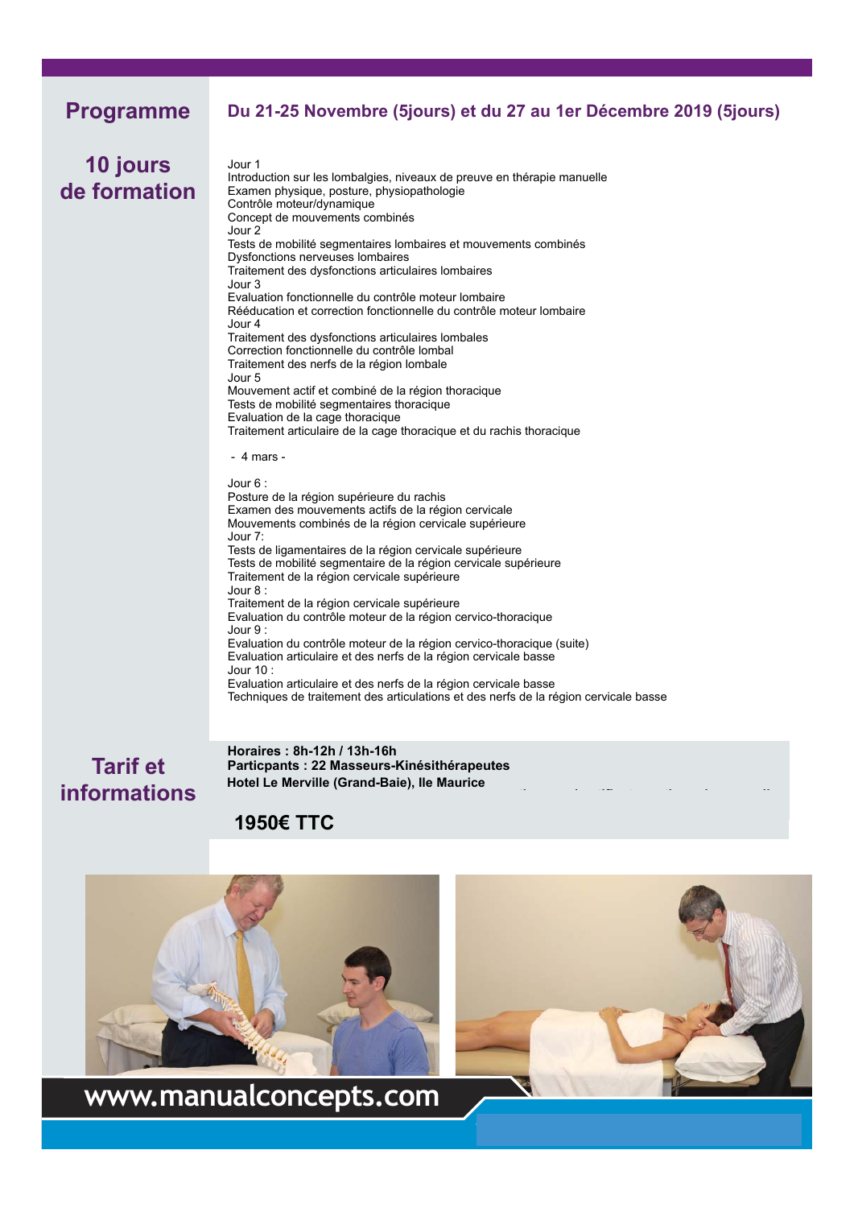## Programme

## 10 jours de formation

### Du 21-25 Novembre (5jours) et du 27 au 1er Décembre 2019 (5jours)

Jour 1
Introduction sur les lombalgies, niveaux de preuve en thérapie manuelle
Examen physique, posture, physiopathologie
Contrôle moteur/dynamique
Concept de mouvements combinés
Jour 2
Tests de mobilité segmentaires lombaires et mouvements combinés
Dysfonctions nerveuses lombaires
Traitement des dysfonctions articulaires lombaires
Jour 3
Evaluation fonctionnelle du contrôle moteur lombaire
Rééducation et correction fonctionnelle du contrôle moteur lombaire
Jour 4
Traitement des dysfonctions articulaires lombales
Correction fonctionnelle du contrôle lombal
Traitement des nerfs de la région lombale
Jour 5
Mouvement actif et combiné de la région thoracique
Tests de mobilité segmentaires thoracique
Evaluation de la cage thoracique
Traitement articulaire de la cage thoracique et du rachis thoracique

\- 4 mars -

Jour 6 :
Posture de la région supérieure du rachis
Examen des mouvements actifs de la région cervicale
Mouvements combinés de la région cervicale supérieure
Jour 7:
Tests de ligamentaires de la région cervicale supérieure
Tests de mobilité segmentaire de la région cervicale supérieure
Traitement de la région cervicale supérieure
Jour 8 :
Traitement de la région cervicale supérieure
Evaluation du contrôle moteur de la région cervico-thoracique
Jour 9 :
Evaluation du contrôle moteur de la région cervico-thoracique (suite)
Evaluation articulaire et des nerfs de la région cervicale basse
Jour 10 :
Evaluation articulaire et des nerfs de la région cervicale basse
Techniques de traitement des articulations et des nerfs de la région cervicale basse

## Tarif et informations

**Horaires : 8h-12h / 13h-16h**
**Particpants : 22 Masseurs-Kinésithérapeutes**
**Hotel Le Merville (Grand-Baie), Ile Maurice**

**1950€ TTC**

www.manualconcepts.com